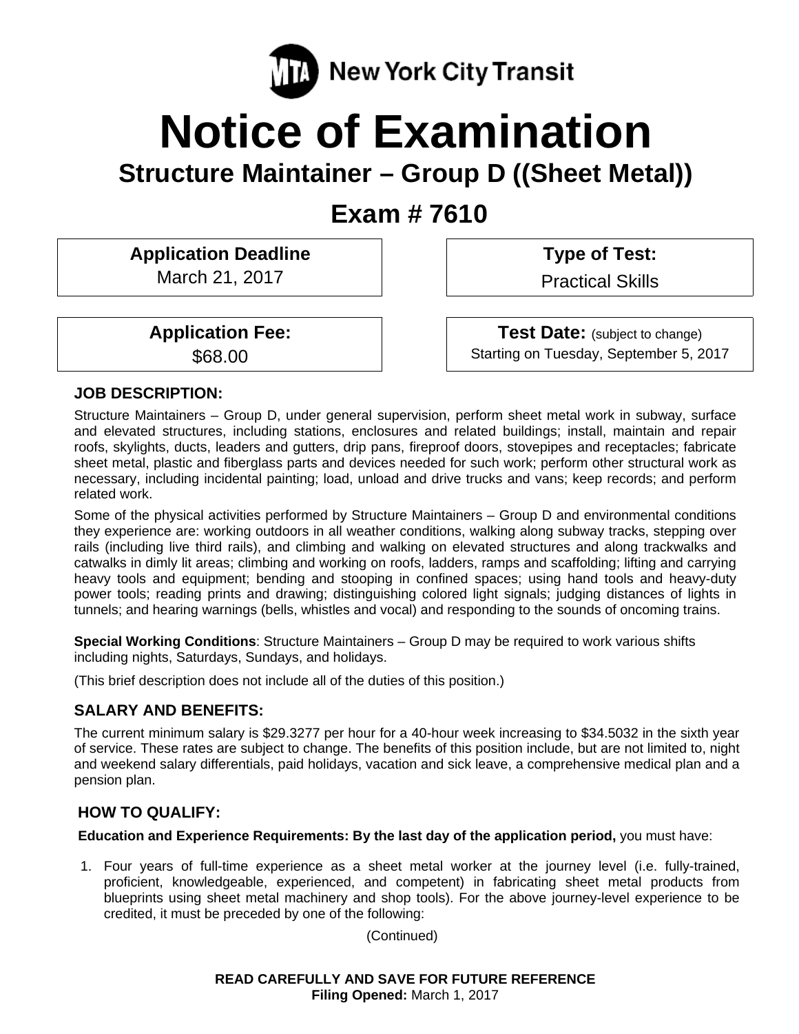MTA New York City Transit

# Notice of Examination

## Structure Maintainer – Group D ((Sheet Metal))

## Exam # 7610

| **Application Deadline** | **Type of Test:** |
|---|---|
| March 21, 2017 | Practical Skills |
| **Application Fee:** | **Test Date:** (subject to change) |
| $68.00 | Starting on Tuesday, September 5, 2017 |

### JOB DESCRIPTION:

Structure Maintainers – Group D, under general supervision, perform sheet metal work in subway, surface and elevated structures, including stations, enclosures and related buildings; install, maintain and repair roofs, skylights, ducts, leaders and gutters, drip pans, fireproof doors, stovepipes and receptacles; fabricate sheet metal, plastic and fiberglass parts and devices needed for such work; perform other structural work as necessary, including incidental painting; load, unload and drive trucks and vans; keep records; and perform related work.

Some of the physical activities performed by Structure Maintainers – Group D and environmental conditions they experience are: working outdoors in all weather conditions, walking along subway tracks, stepping over rails (including live third rails), and climbing and walking on elevated structures and along trackwalks and catwalks in dimly lit areas; climbing and working on roofs, ladders, ramps and scaffolding; lifting and carrying heavy tools and equipment; bending and stooping in confined spaces; using hand tools and heavy-duty power tools; reading prints and drawing; distinguishing colored light signals; judging distances of lights in tunnels; and hearing warnings (bells, whistles and vocal) and responding to the sounds of oncoming trains.

**Special Working Conditions**: Structure Maintainers – Group D may be required to work various shifts including nights, Saturdays, Sundays, and holidays.

(This brief description does not include all of the duties of this position.)

### SALARY AND BENEFITS:

The current minimum salary is $29.3277 per hour for a 40-hour week increasing to $34.5032 in the sixth year of service. These rates are subject to change. The benefits of this position include, but are not limited to, night and weekend salary differentials, paid holidays, vacation and sick leave, a comprehensive medical plan and a pension plan.

### HOW TO QUALIFY:

**Education and Experience Requirements: By the last day of the application period,** you must have:

1. Four years of full-time experience as a sheet metal worker at the journey level (i.e. fully-trained, proficient, knowledgeable, experienced, and competent) in fabricating sheet metal products from blueprints using sheet metal machinery and shop tools). For the above journey-level experience to be credited, it must be preceded by one of the following:

(Continued)

**READ CAREFULLY AND SAVE FOR FUTURE REFERENCE**
**Filing Opened:** March 1, 2017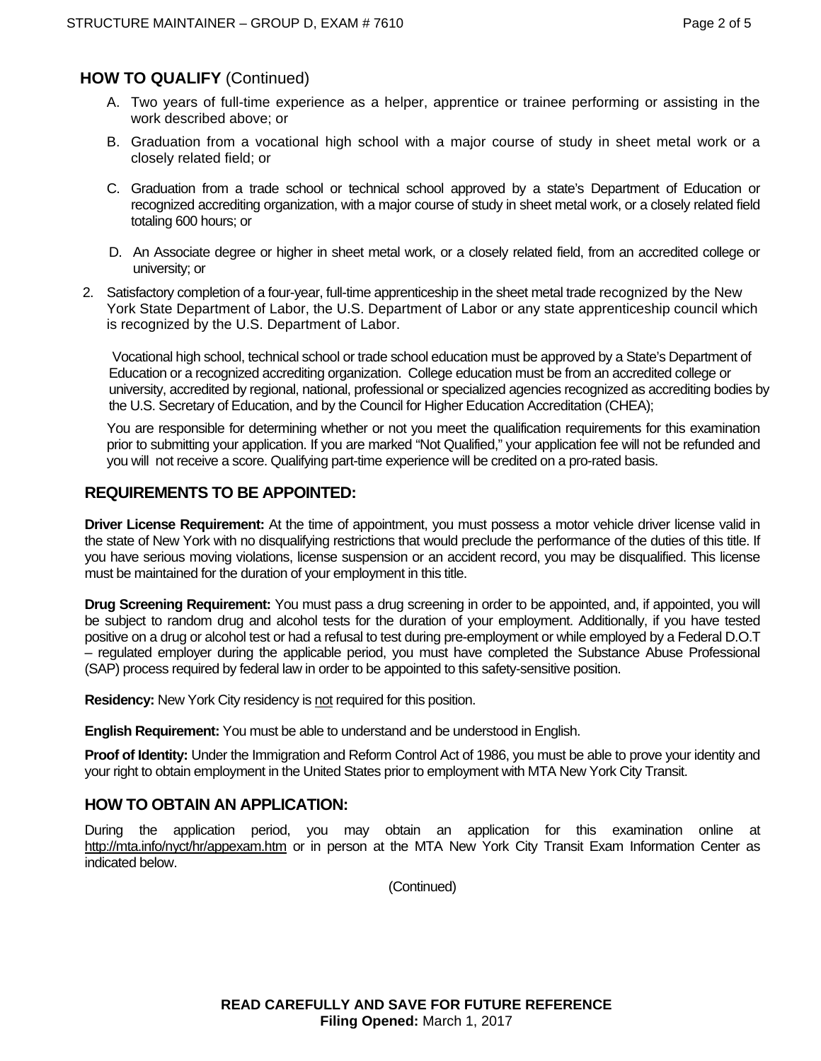## HOW TO QUALIFY (Continued)

A. Two years of full-time experience as a helper, apprentice or trainee performing or assisting in the work described above; or

B. Graduation from a vocational high school with a major course of study in sheet metal work or a closely related field; or

C. Graduation from a trade school or technical school approved by a state's Department of Education or recognized accrediting organization, with a major course of study in sheet metal work, or a closely related field totaling 600 hours; or

D. An Associate degree or higher in sheet metal work, or a closely related field, from an accredited college or university; or

2. Satisfactory completion of a four-year, full-time apprenticeship in the sheet metal trade recognized by the New York State Department of Labor, the U.S. Department of Labor or any state apprenticeship council which is recognized by the U.S. Department of Labor.

Vocational high school, technical school or trade school education must be approved by a State's Department of Education or a recognized accrediting organization. College education must be from an accredited college or university, accredited by regional, national, professional or specialized agencies recognized as accrediting bodies by the U.S. Secretary of Education, and by the Council for Higher Education Accreditation (CHEA);

You are responsible for determining whether or not you meet the qualification requirements for this examination prior to submitting your application. If you are marked "Not Qualified," your application fee will not be refunded and you will not receive a score. Qualifying part-time experience will be credited on a pro-rated basis.

## REQUIREMENTS TO BE APPOINTED:

**Driver License Requirement:** At the time of appointment, you must possess a motor vehicle driver license valid in the state of New York with no disqualifying restrictions that would preclude the performance of the duties of this title. If you have serious moving violations, license suspension or an accident record, you may be disqualified. This license must be maintained for the duration of your employment in this title.

**Drug Screening Requirement:** You must pass a drug screening in order to be appointed, and, if appointed, you will be subject to random drug and alcohol tests for the duration of your employment. Additionally, if you have tested positive on a drug or alcohol test or had a refusal to test during pre-employment or while employed by a Federal D.O.T – regulated employer during the applicable period, you must have completed the Substance Abuse Professional (SAP) process required by federal law in order to be appointed to this safety-sensitive position.

**Residency:** New York City residency is not required for this position.

**English Requirement:** You must be able to understand and be understood in English.

**Proof of Identity:** Under the Immigration and Reform Control Act of 1986, you must be able to prove your identity and your right to obtain employment in the United States prior to employment with MTA New York City Transit.

## HOW TO OBTAIN AN APPLICATION:

During the application period, you may obtain an application for this examination online at http://mta.info/nyct/hr/appexam.htm or in person at the MTA New York City Transit Exam Information Center as indicated below.

(Continued)

**READ CAREFULLY AND SAVE FOR FUTURE REFERENCE**
**Filing Opened:** March 1, 2017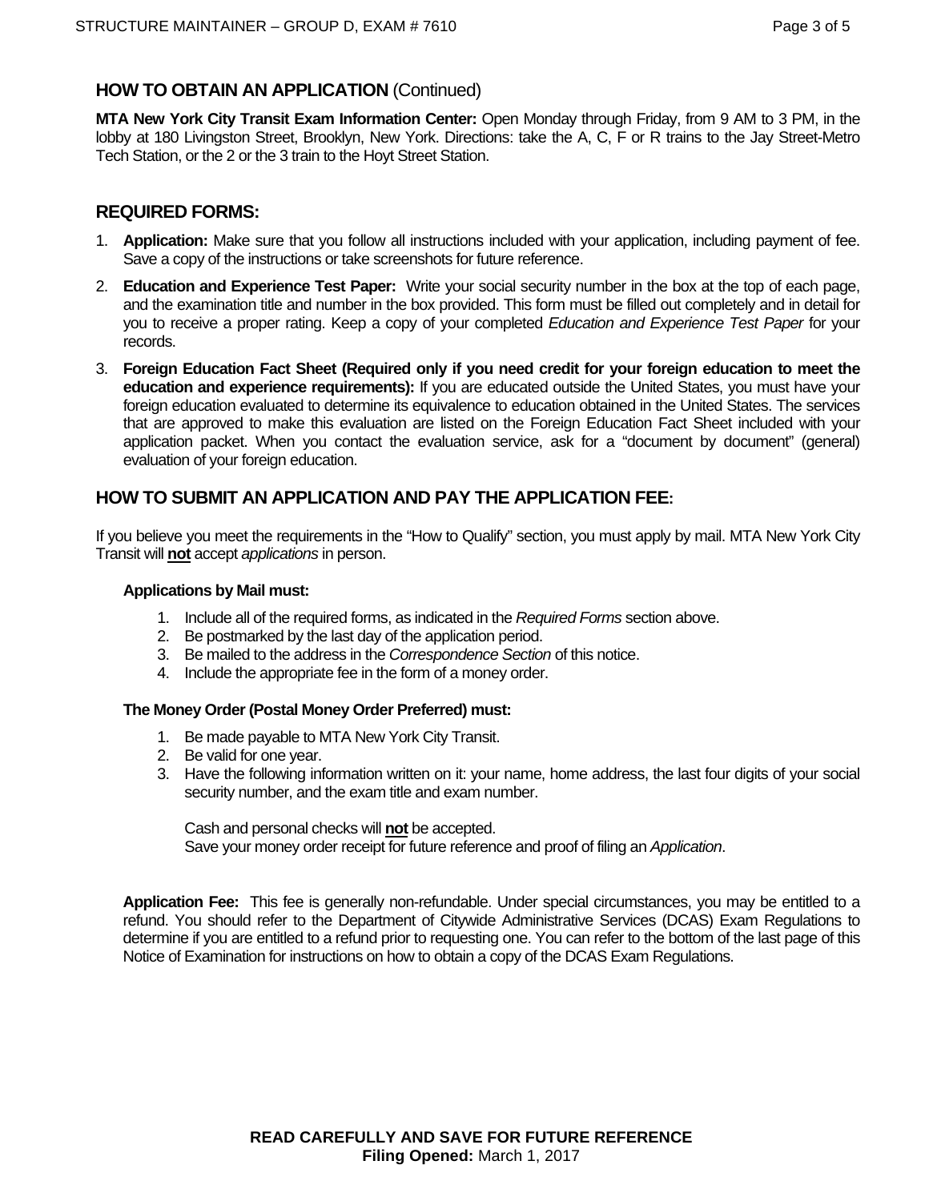## HOW TO OBTAIN AN APPLICATION (Continued)

**MTA New York City Transit Exam Information Center:** Open Monday through Friday, from 9 AM to 3 PM, in the lobby at 180 Livingston Street, Brooklyn, New York. Directions: take the A, C, F or R trains to the Jay Street-Metro Tech Station, or the 2 or the 3 train to the Hoyt Street Station.

## REQUIRED FORMS:

1. **Application:** Make sure that you follow all instructions included with your application, including payment of fee. Save a copy of the instructions or take screenshots for future reference.
2. **Education and Experience Test Paper:** Write your social security number in the box at the top of each page, and the examination title and number in the box provided. This form must be filled out completely and in detail for you to receive a proper rating. Keep a copy of your completed *Education and Experience Test Paper* for your records.
3. **Foreign Education Fact Sheet (Required only if you need credit for your foreign education to meet the education and experience requirements):** If you are educated outside the United States, you must have your foreign education evaluated to determine its equivalence to education obtained in the United States. The services that are approved to make this evaluation are listed on the Foreign Education Fact Sheet included with your application packet. When you contact the evaluation service, ask for a "document by document" (general) evaluation of your foreign education.

## HOW TO SUBMIT AN APPLICATION AND PAY THE APPLICATION FEE:

If you believe you meet the requirements in the "How to Qualify" section, you must apply by mail. MTA New York City Transit will **not** accept *applications* in person.

**Applications by Mail must:**

1. Include all of the required forms, as indicated in the *Required Forms* section above.
2. Be postmarked by the last day of the application period.
3. Be mailed to the address in the *Correspondence Section* of this notice.
4. Include the appropriate fee in the form of a money order.

**The Money Order (Postal Money Order Preferred) must:**

1. Be made payable to MTA New York City Transit.
2. Be valid for one year.
3. Have the following information written on it: your name, home address, the last four digits of your social security number, and the exam title and exam number.

Cash and personal checks will **not** be accepted.
Save your money order receipt for future reference and proof of filing an *Application*.

**Application Fee:** This fee is generally non-refundable. Under special circumstances, you may be entitled to a refund. You should refer to the Department of Citywide Administrative Services (DCAS) Exam Regulations to determine if you are entitled to a refund prior to requesting one. You can refer to the bottom of the last page of this Notice of Examination for instructions on how to obtain a copy of the DCAS Exam Regulations.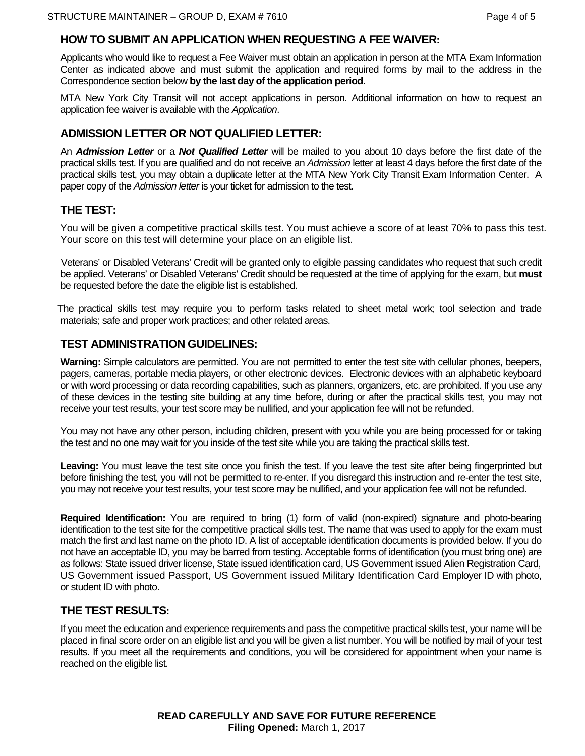## HOW TO SUBMIT AN APPLICATION WHEN REQUESTING A FEE WAIVER:

Applicants who would like to request a Fee Waiver must obtain an application in person at the MTA Exam Information Center as indicated above and must submit the application and required forms by mail to the address in the Correspondence section below **by the last day of the application period**.

MTA New York City Transit will not accept applications in person. Additional information on how to request an application fee waiver is available with the *Application*.

## ADMISSION LETTER OR NOT QUALIFIED LETTER:

An ***Admission Letter*** or a ***Not Qualified Letter*** will be mailed to you about 10 days before the first date of the practical skills test. If you are qualified and do not receive an *Admission* letter at least 4 days before the first date of the practical skills test, you may obtain a duplicate letter at the MTA New York City Transit Exam Information Center. A paper copy of the *Admission letter* is your ticket for admission to the test.

## THE TEST:

You will be given a competitive practical skills test. You must achieve a score of at least 70% to pass this test. Your score on this test will determine your place on an eligible list.

Veterans' or Disabled Veterans' Credit will be granted only to eligible passing candidates who request that such credit be applied. Veterans' or Disabled Veterans' Credit should be requested at the time of applying for the exam, but **must** be requested before the date the eligible list is established.

The practical skills test may require you to perform tasks related to sheet metal work; tool selection and trade materials; safe and proper work practices; and other related areas.

## TEST ADMINISTRATION GUIDELINES:

**Warning:** Simple calculators are permitted. You are not permitted to enter the test site with cellular phones, beepers, pagers, cameras, portable media players, or other electronic devices. Electronic devices with an alphabetic keyboard or with word processing or data recording capabilities, such as planners, organizers, etc. are prohibited. If you use any of these devices in the testing site building at any time before, during or after the practical skills test, you may not receive your test results, your test score may be nullified, and your application fee will not be refunded.

You may not have any other person, including children, present with you while you are being processed for or taking the test and no one may wait for you inside of the test site while you are taking the practical skills test.

**Leaving:** You must leave the test site once you finish the test. If you leave the test site after being fingerprinted but before finishing the test, you will not be permitted to re-enter. If you disregard this instruction and re-enter the test site, you may not receive your test results, your test score may be nullified, and your application fee will not be refunded.

**Required Identification:** You are required to bring (1) form of valid (non-expired) signature and photo-bearing identification to the test site for the competitive practical skills test. The name that was used to apply for the exam must match the first and last name on the photo ID. A list of acceptable identification documents is provided below. If you do not have an acceptable ID, you may be barred from testing. Acceptable forms of identification (you must bring one) are as follows: State issued driver license, State issued identification card, US Government issued Alien Registration Card, US Government issued Passport, US Government issued Military Identification Card Employer ID with photo, or student ID with photo.

## THE TEST RESULTS:

If you meet the education and experience requirements and pass the competitive practical skills test, your name will be placed in final score order on an eligible list and you will be given a list number. You will be notified by mail of your test results. If you meet all the requirements and conditions, you will be considered for appointment when your name is reached on the eligible list.

**READ CAREFULLY AND SAVE FOR FUTURE REFERENCE**
**Filing Opened:** March 1, 2017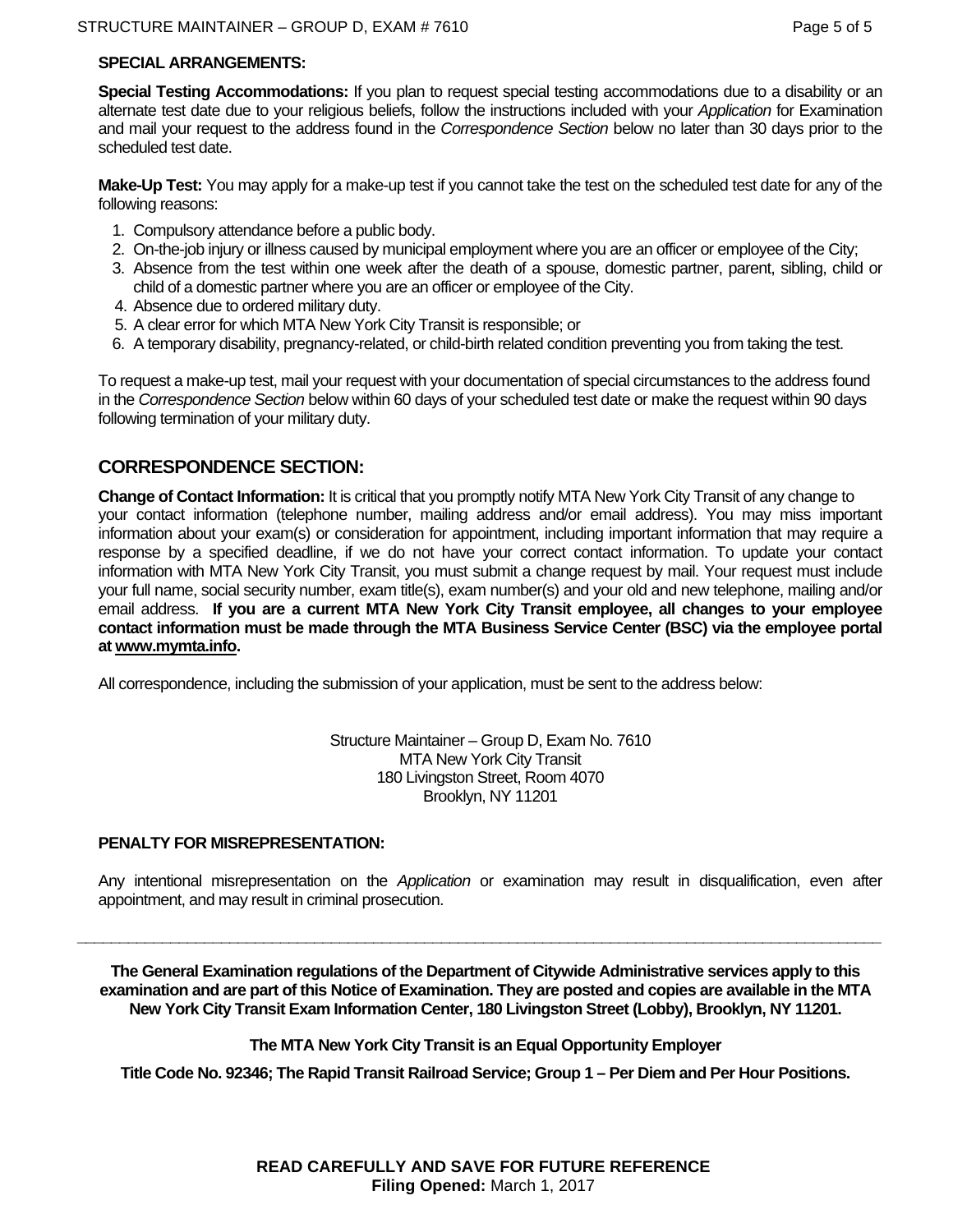### SPECIAL ARRANGEMENTS:

**Special Testing Accommodations:** If you plan to request special testing accommodations due to a disability or an alternate test date due to your religious beliefs, follow the instructions included with your *Application* for Examination and mail your request to the address found in the *Correspondence Section* below no later than 30 days prior to the scheduled test date.

**Make-Up Test:** You may apply for a make-up test if you cannot take the test on the scheduled test date for any of the following reasons:

1. Compulsory attendance before a public body.
2. On-the-job injury or illness caused by municipal employment where you are an officer or employee of the City;
3. Absence from the test within one week after the death of a spouse, domestic partner, parent, sibling, child or child of a domestic partner where you are an officer or employee of the City.
4. Absence due to ordered military duty.
5. A clear error for which MTA New York City Transit is responsible; or
6. A temporary disability, pregnancy-related, or child-birth related condition preventing you from taking the test.

To request a make-up test, mail your request with your documentation of special circumstances to the address found in the *Correspondence Section* below within 60 days of your scheduled test date or make the request within 90 days following termination of your military duty.

## CORRESPONDENCE SECTION:

**Change of Contact Information:** It is critical that you promptly notify MTA New York City Transit of any change to your contact information (telephone number, mailing address and/or email address). You may miss important information about your exam(s) or consideration for appointment, including important information that may require a response by a specified deadline, if we do not have your correct contact information. To update your contact information with MTA New York City Transit, you must submit a change request by mail. Your request must include your full name, social security number, exam title(s), exam number(s) and your old and new telephone, mailing and/or email address. **If you are a current MTA New York City Transit employee, all changes to your employee contact information must be made through the MTA Business Service Center (BSC) via the employee portal at www.mymta.info.**

All correspondence, including the submission of your application, must be sent to the address below:

Structure Maintainer – Group D, Exam No. 7610
MTA New York City Transit
180 Livingston Street, Room 4070
Brooklyn, NY 11201

### PENALTY FOR MISREPRESENTATION:

Any intentional misrepresentation on the *Application* or examination may result in disqualification, even after appointment, and may result in criminal prosecution.

---

**The General Examination regulations of the Department of Citywide Administrative services apply to this examination and are part of this Notice of Examination. They are posted and copies are available in the MTA New York City Transit Exam Information Center, 180 Livingston Street (Lobby), Brooklyn, NY 11201.**

**The MTA New York City Transit is an Equal Opportunity Employer**

**Title Code No. 92346; The Rapid Transit Railroad Service; Group 1 – Per Diem and Per Hour Positions.**

**READ CAREFULLY AND SAVE FOR FUTURE REFERENCE**
**Filing Opened:** March 1, 2017